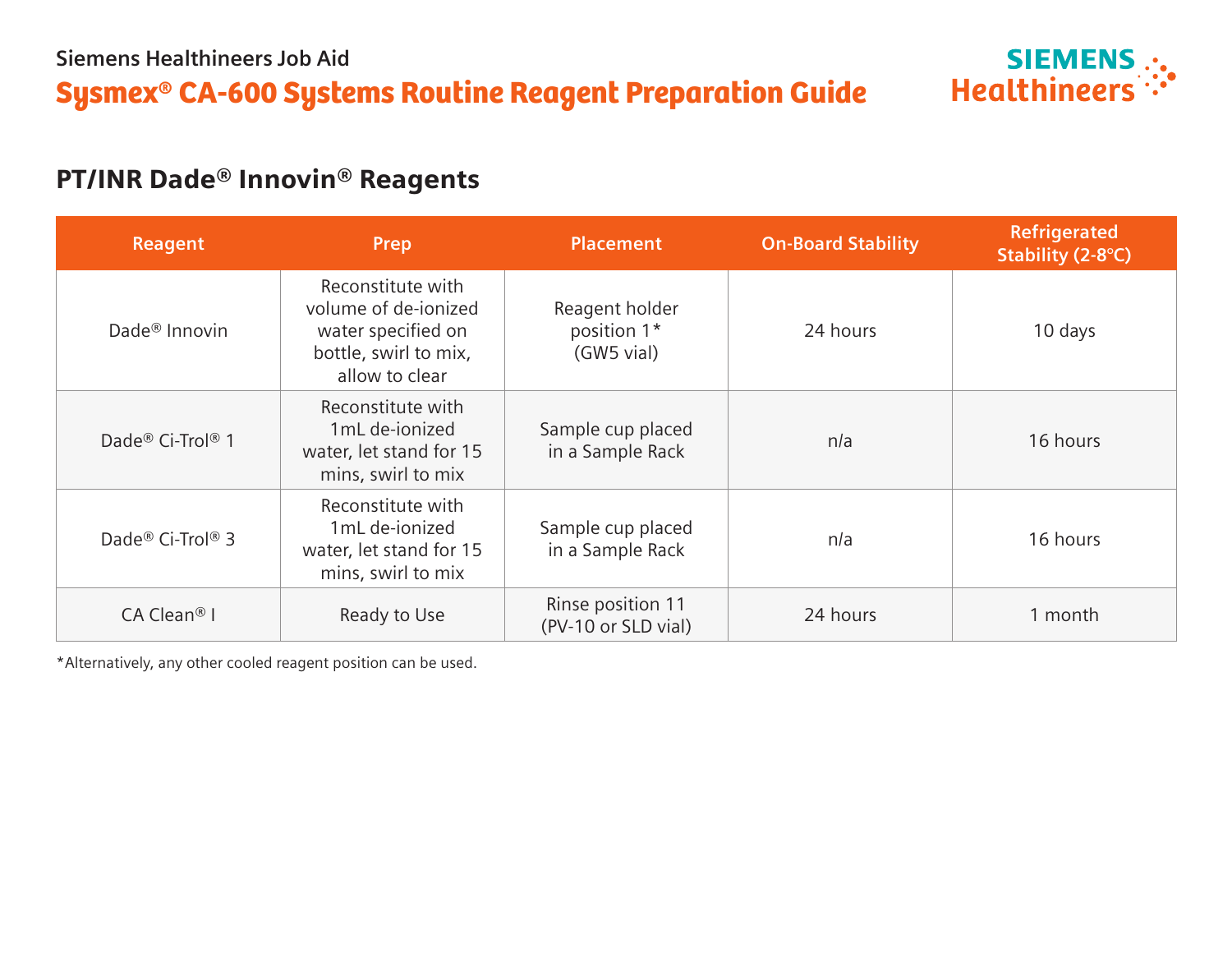Siemens Healthineers Job Aid

# Sysmex® CA-600 Systems Routine Reagent Preparation Guide

## PT/INR Dade® Innovin® Reagents

| Reagent | Prep | Placement | On-Board Stability | Refrigerated Stability (2-8°C) |
| --- | --- | --- | --- | --- |
| Dade® Innovin | Reconstitute with volume of de-ionized water specified on bottle, swirl to mix, allow to clear | Reagent holder position 1* (GW5 vial) | 24 hours | 10 days |
| Dade® Ci-Trol® 1 | Reconstitute with 1mL de-ionized water, let stand for 15 mins, swirl to mix | Sample cup placed in a Sample Rack | n/a | 16 hours |
| Dade® Ci-Trol® 3 | Reconstitute with 1mL de-ionized water, let stand for 15 mins, swirl to mix | Sample cup placed in a Sample Rack | n/a | 16 hours |
| CA Clean® I | Ready to Use | Rinse position 11 (PV-10 or SLD vial) | 24 hours | 1 month |

*Alternatively, any other cooled reagent position can be used.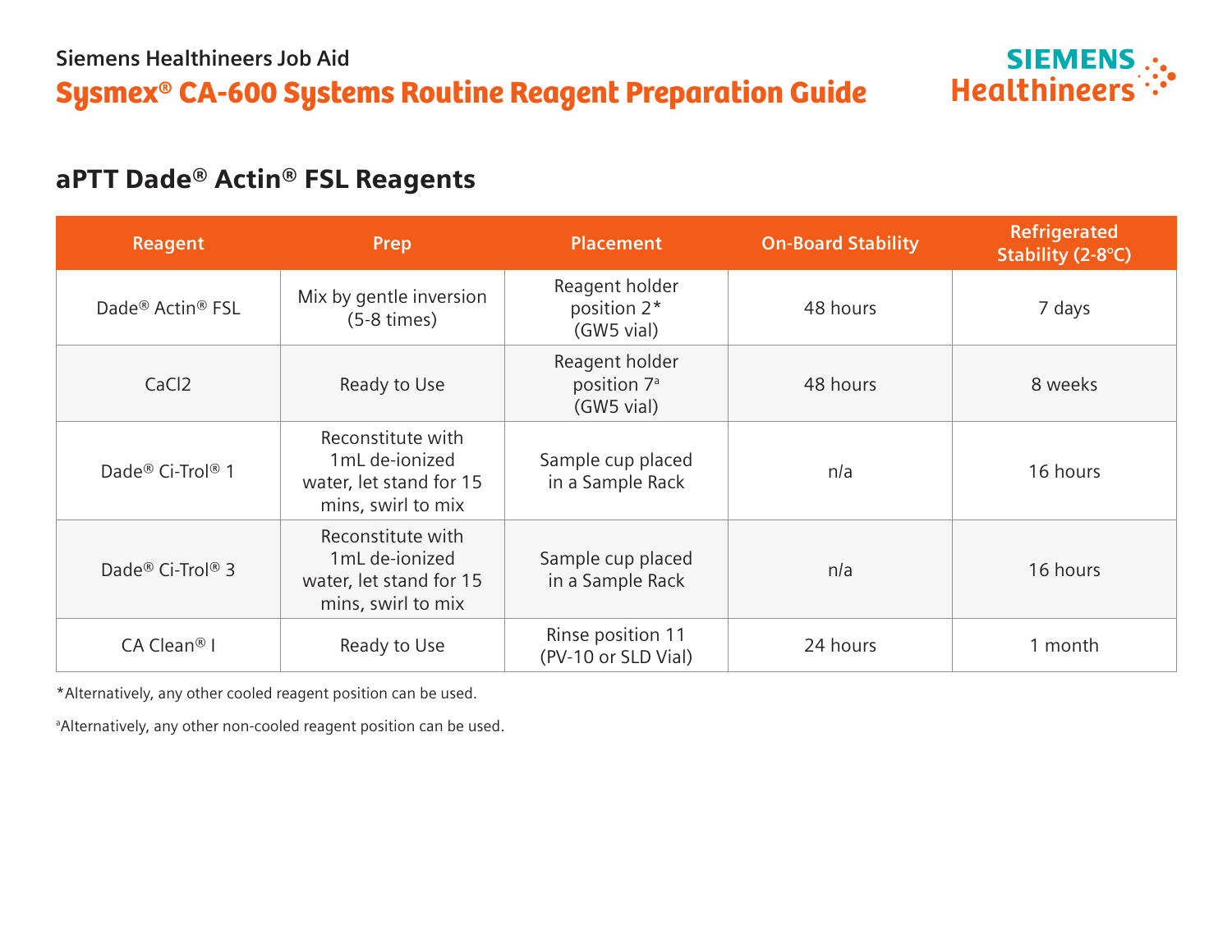Siemens Healthineers Job Aid

# Sysmex® CA-600 Systems Routine Reagent Preparation Guide

## aPTT Dade® Actin® FSL Reagents

| Reagent | Prep | Placement | On-Board Stability | Refrigerated Stability (2-8°C) |
| --- | --- | --- | --- | --- |
| Dade® Actin® FSL | Mix by gentle inversion (5-8 times) | Reagent holder position 2* (GW5 vial) | 48 hours | 7 days |
| CaCl2 | Ready to Use | Reagent holder position 7[a] (GW5 vial) | 48 hours | 8 weeks |
| Dade® Ci-Trol® 1 | Reconstitute with 1mL de-ionized water, let stand for 15 mins, swirl to mix | Sample cup placed in a Sample Rack | n/a | 16 hours |
| Dade® Ci-Trol® 3 | Reconstitute with 1mL de-ionized water, let stand for 15 mins, swirl to mix | Sample cup placed in a Sample Rack | n/a | 16 hours |
| CA Clean® I | Ready to Use | Rinse position 11 (PV-10 or SLD Vial) | 24 hours | 1 month |

*Alternatively, any other cooled reagent position can be used.

[a]Alternatively, any other non-cooled reagent position can be used.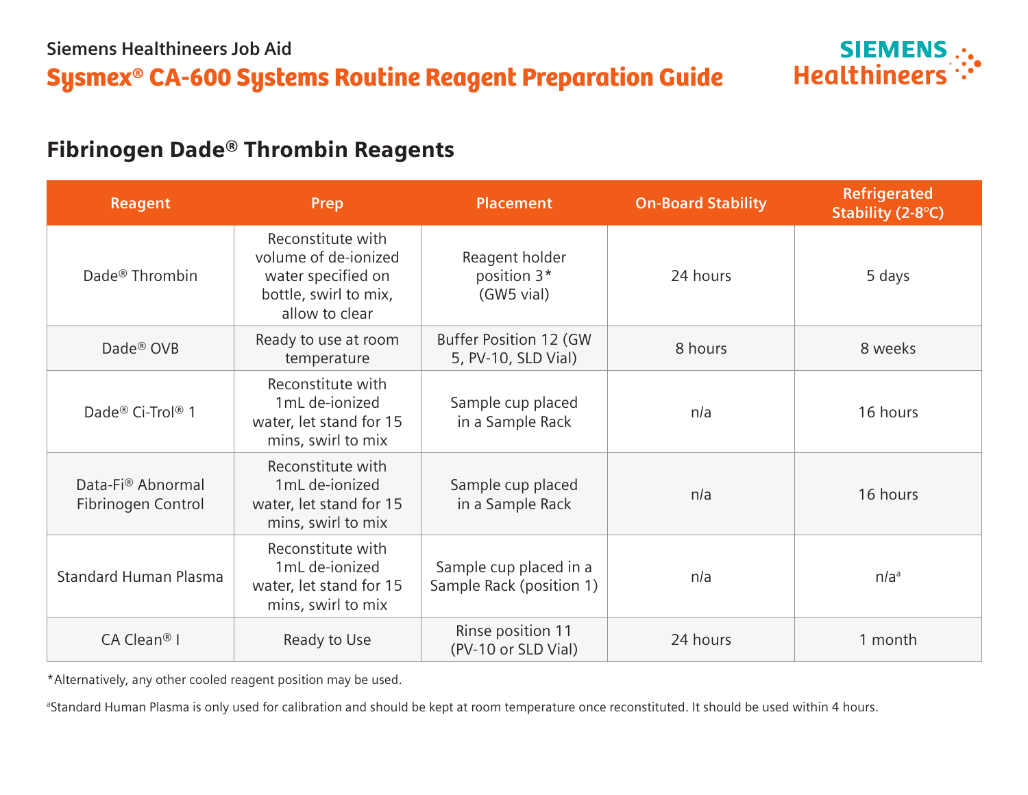Siemens Healthineers Job Aid

# Sysmex® CA-600 Systems Routine Reagent Preparation Guide

## Fibrinogen Dade® Thrombin Reagents

| Reagent | Prep | Placement | On-Board Stability | Refrigerated Stability (2-8°C) |
|---|---|---|---|---|
| Dade® Thrombin | Reconstitute with volume of de-ionized water specified on bottle, swirl to mix, allow to clear | Reagent holder position 3* (GW5 vial) | 24 hours | 5 days |
| Dade® OVB | Ready to use at room temperature | Buffer Position 12 (GW 5, PV-10, SLD Vial) | 8 hours | 8 weeks |
| Dade® Ci-Trol® 1 | Reconstitute with 1mL de-ionized water, let stand for 15 mins, swirl to mix | Sample cup placed in a Sample Rack | n/a | 16 hours |
| Data-Fi® Abnormal Fibrinogen Control | Reconstitute with 1mL de-ionized water, let stand for 15 mins, swirl to mix | Sample cup placed in a Sample Rack | n/a | 16 hours |
| Standard Human Plasma | Reconstitute with 1mL de-ionized water, let stand for 15 mins, swirl to mix | Sample cup placed in a Sample Rack (position 1) | n/a | n/a[a] |
| CA Clean® I | Ready to Use | Rinse position 11 (PV-10 or SLD Vial) | 24 hours | 1 month |

*Alternatively, any other cooled reagent position may be used.

[a]Standard Human Plasma is only used for calibration and should be kept at room temperature once reconstituted. It should be used within 4 hours.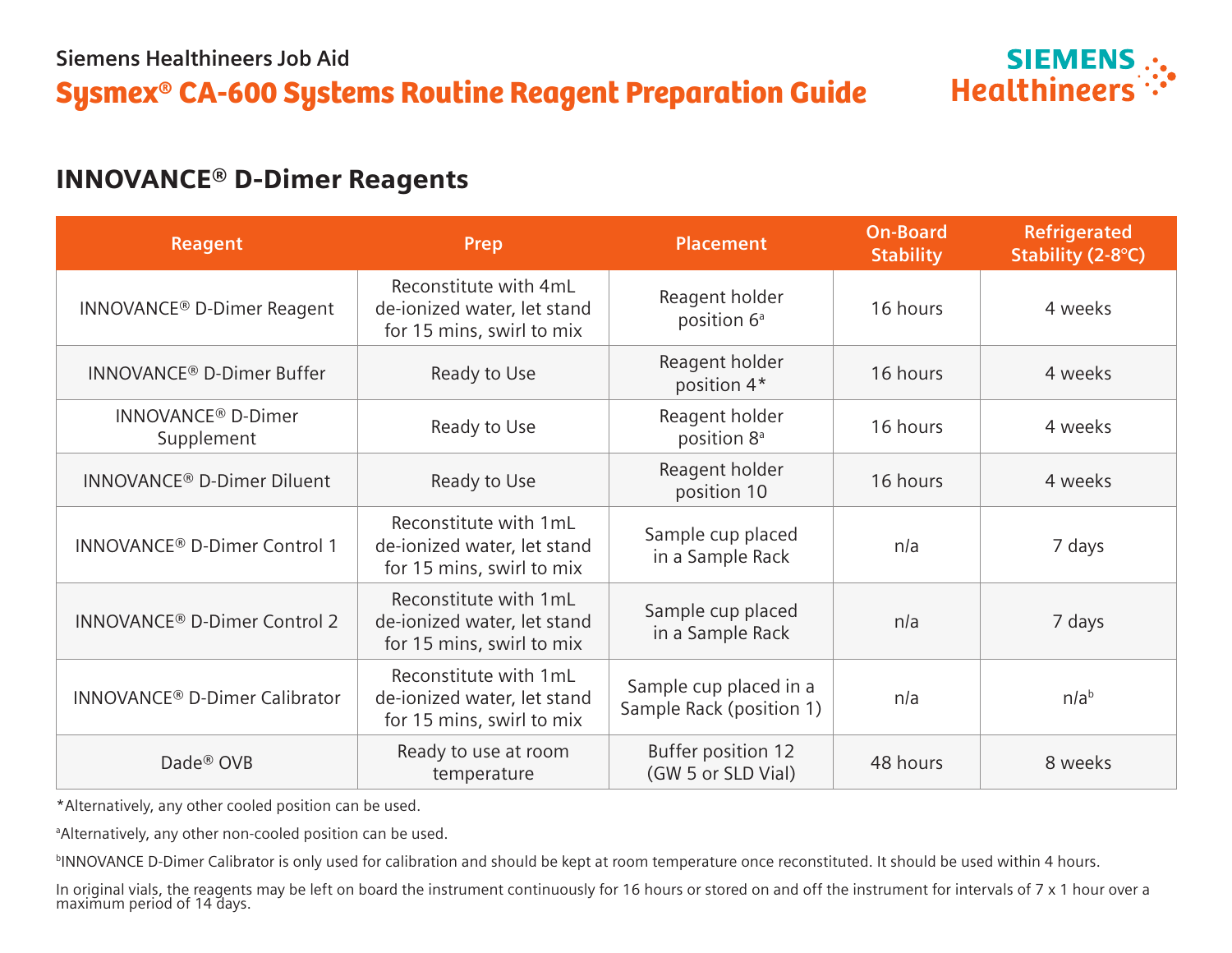Siemens Healthineers Job Aid

# Sysmex® CA-600 Systems Routine Reagent Preparation Guide

## INNOVANCE® D-Dimer Reagents

| Reagent | Prep | Placement | On-Board Stability | Refrigerated Stability (2-8°C) |
|---|---|---|---|---|
| INNOVANCE® D-Dimer Reagent | Reconstitute with 4mL de-ionized water, let stand for 15 mins, swirl to mix | Reagent holder position 6[a] | 16 hours | 4 weeks |
| INNOVANCE® D-Dimer Buffer | Ready to Use | Reagent holder position 4* | 16 hours | 4 weeks |
| INNOVANCE® D-Dimer Supplement | Ready to Use | Reagent holder position 8[a] | 16 hours | 4 weeks |
| INNOVANCE® D-Dimer Diluent | Ready to Use | Reagent holder position 10 | 16 hours | 4 weeks |
| INNOVANCE® D-Dimer Control 1 | Reconstitute with 1mL de-ionized water, let stand for 15 mins, swirl to mix | Sample cup placed in a Sample Rack | n/a | 7 days |
| INNOVANCE® D-Dimer Control 2 | Reconstitute with 1mL de-ionized water, let stand for 15 mins, swirl to mix | Sample cup placed in a Sample Rack | n/a | 7 days |
| INNOVANCE® D-Dimer Calibrator | Reconstitute with 1mL de-ionized water, let stand for 15 mins, swirl to mix | Sample cup placed in a Sample Rack (position 1) | n/a | n/a[b] |
| Dade® OVB | Ready to use at room temperature | Buffer position 12 (GW 5 or SLD Vial) | 48 hours | 8 weeks |

*Alternatively, any other cooled position can be used.

[a]Alternatively, any other non-cooled position can be used.

[b]INNOVANCE D-Dimer Calibrator is only used for calibration and should be kept at room temperature once reconstituted. It should be used within 4 hours.

In original vials, the reagents may be left on board the instrument continuously for 16 hours or stored on and off the instrument for intervals of 7 x 1 hour over a maximum period of 14 days.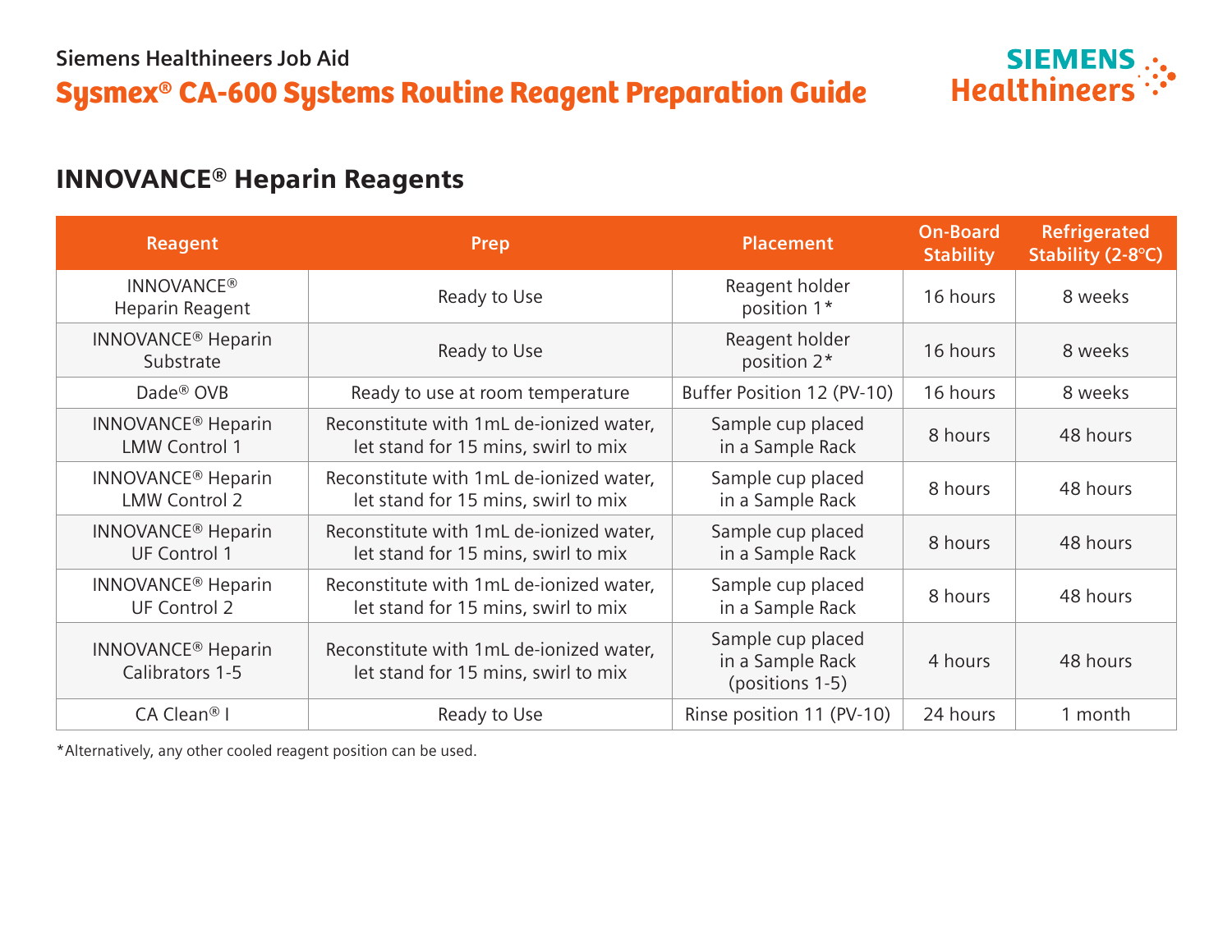Siemens Healthineers Job Aid

# Sysmex® CA-600 Systems Routine Reagent Preparation Guide

## INNOVANCE® Heparin Reagents

| Reagent | Prep | Placement | On-Board Stability | Refrigerated Stability (2-8°C) |
|---|---|---|---|---|
| INNOVANCE® Heparin Reagent | Ready to Use | Reagent holder position 1* | 16 hours | 8 weeks |
| INNOVANCE® Heparin Substrate | Ready to Use | Reagent holder position 2* | 16 hours | 8 weeks |
| Dade® OVB | Ready to use at room temperature | Buffer Position 12 (PV-10) | 16 hours | 8 weeks |
| INNOVANCE® Heparin LMW Control 1 | Reconstitute with 1mL de-ionized water, let stand for 15 mins, swirl to mix | Sample cup placed in a Sample Rack | 8 hours | 48 hours |
| INNOVANCE® Heparin LMW Control 2 | Reconstitute with 1mL de-ionized water, let stand for 15 mins, swirl to mix | Sample cup placed in a Sample Rack | 8 hours | 48 hours |
| INNOVANCE® Heparin UF Control 1 | Reconstitute with 1mL de-ionized water, let stand for 15 mins, swirl to mix | Sample cup placed in a Sample Rack | 8 hours | 48 hours |
| INNOVANCE® Heparin UF Control 2 | Reconstitute with 1mL de-ionized water, let stand for 15 mins, swirl to mix | Sample cup placed in a Sample Rack | 8 hours | 48 hours |
| INNOVANCE® Heparin Calibrators 1-5 | Reconstitute with 1mL de-ionized water, let stand for 15 mins, swirl to mix | Sample cup placed in a Sample Rack (positions 1-5) | 4 hours | 48 hours |
| CA Clean® I | Ready to Use | Rinse position 11 (PV-10) | 24 hours | 1 month |

*Alternatively, any other cooled reagent position can be used.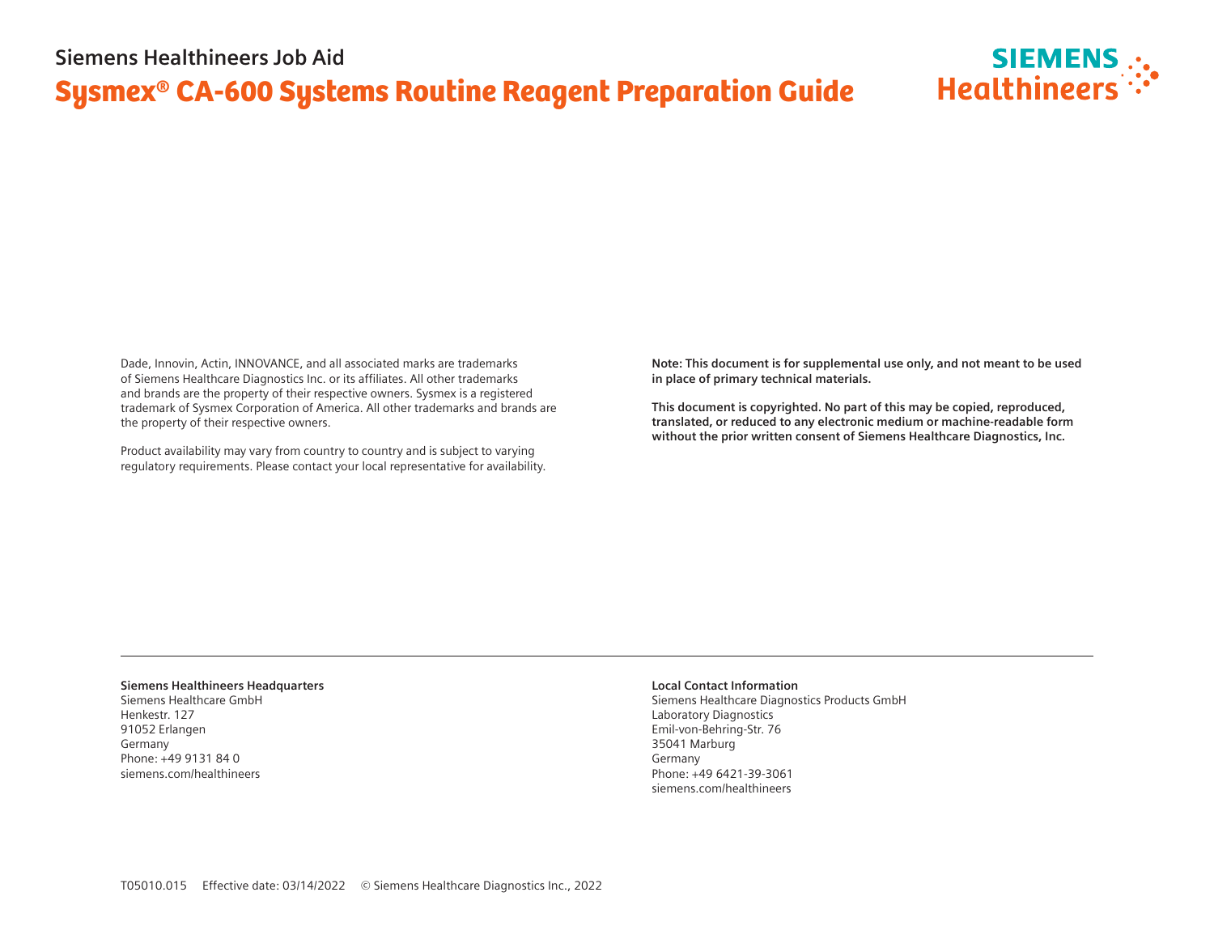Siemens Healthineers Job Aid

# Sysmex® CA-600 Systems Routine Reagent Preparation Guide

SIEMENS Healthineers

Dade, Innovin, Actin, INNOVANCE, and all associated marks are trademarks of Siemens Healthcare Diagnostics Inc. or its affiliates. All other trademarks and brands are the property of their respective owners. Sysmex is a registered trademark of Sysmex Corporation of America. All other trademarks and brands are the property of their respective owners.

Product availability may vary from country to country and is subject to varying regulatory requirements. Please contact your local representative for availability.

**Note: This document is for supplemental use only, and not meant to be used in place of primary technical materials.**

**This document is copyrighted. No part of this may be copied, reproduced, translated, or reduced to any electronic medium or machine-readable form without the prior written consent of Siemens Healthcare Diagnostics, Inc.**

---

**Siemens Healthineers Headquarters**
Siemens Healthcare GmbH
Henkestr. 127
91052 Erlangen
Germany
Phone: +49 9131 84 0
siemens.com/healthineers

**Local Contact Information**
Siemens Healthcare Diagnostics Products GmbH
Laboratory Diagnostics
Emil-von-Behring-Str. 76
35041 Marburg
Germany
Phone: +49 6421-39-3061
siemens.com/healthineers

T05010.015 Effective date: 03/14/2022 © Siemens Healthcare Diagnostics Inc., 2022